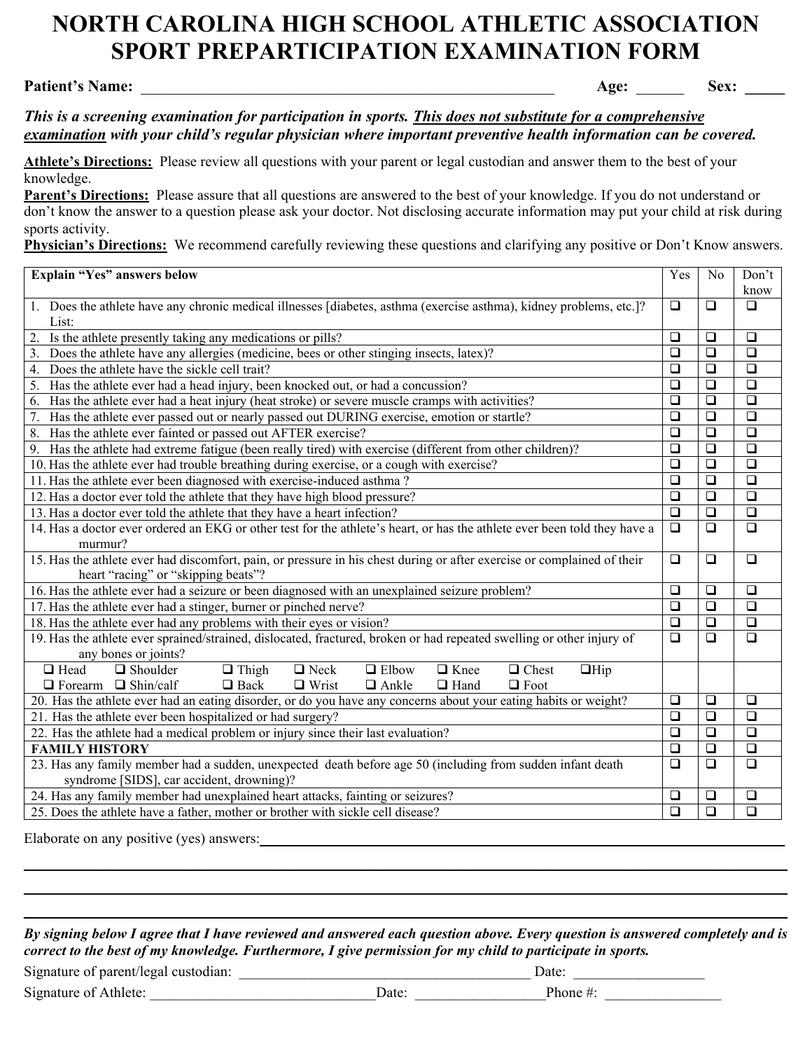# NORTH CAROLINA HIGH SCHOOL ATHLETIC ASSOCIATION SPORT PREPARTICIPATION EXAMINATION FORM

**Patient's Name:** ______________________________________________________ **Age:** ______ **Sex:** _____

***This is a screening examination for participation in sports. This does not substitute for a comprehensive examination with your child's regular physician where important preventive health information can be covered.***

**Athlete's Directions:** Please review all questions with your parent or legal custodian and answer them to the best of your knowledge.
**Parent's Directions:** Please assure that all questions are answered to the best of your knowledge. If you do not understand or don't know the answer to a question please ask your doctor. Not disclosing accurate information may put your child at risk during sports activity.
**Physician's Directions:** We recommend carefully reviewing these questions and clarifying any positive or Don't Know answers.

| **Explain "Yes" answers below** | Yes | No | Don't know |
|---|---|---|---|
| 1. Does the athlete have any chronic medical illnesses [diabetes, asthma (exercise asthma), kidney problems, etc.]? List: | ❑ | ❑ | ❑ |
| 2. Is the athlete presently taking any medications or pills? | ❑ | ❑ | ❑ |
| 3. Does the athlete have any allergies (medicine, bees or other stinging insects, latex)? | ❑ | ❑ | ❑ |
| 4. Does the athlete have the sickle cell trait? | ❑ | ❑ | ❑ |
| 5. Has the athlete ever had a head injury, been knocked out, or had a concussion? | ❑ | ❑ | ❑ |
| 6. Has the athlete ever had a heat injury (heat stroke) or severe muscle cramps with activities? | ❑ | ❑ | ❑ |
| 7. Has the athlete ever passed out or nearly passed out DURING exercise, emotion or startle? | ❑ | ❑ | ❑ |
| 8. Has the athlete ever fainted or passed out AFTER exercise? | ❑ | ❑ | ❑ |
| 9. Has the athlete had extreme fatigue (been really tired) with exercise (different from other children)? | ❑ | ❑ | ❑ |
| 10. Has the athlete ever had trouble breathing during exercise, or a cough with exercise? | ❑ | ❑ | ❑ |
| 11. Has the athlete ever been diagnosed with exercise-induced asthma ? | ❑ | ❑ | ❑ |
| 12. Has a doctor ever told the athlete that they have high blood pressure? | ❑ | ❑ | ❑ |
| 13. Has a doctor ever told the athlete that they have a heart infection? | ❑ | ❑ | ❑ |
| 14. Has a doctor ever ordered an EKG or other test for the athlete's heart, or has the athlete ever been told they have a murmur? | ❑ | ❑ | ❑ |
| 15. Has the athlete ever had discomfort, pain, or pressure in his chest during or after exercise or complained of their heart "racing" or "skipping beats"? | ❑ | ❑ | ❑ |
| 16. Has the athlete ever had a seizure or been diagnosed with an unexplained seizure problem? | ❑ | ❑ | ❑ |
| 17. Has the athlete ever had a stinger, burner or pinched nerve? | ❑ | ❑ | ❑ |
| 18. Has the athlete ever had any problems with their eyes or vision? | ❑ | ❑ | ❑ |
| 19. Has the athlete ever sprained/strained, dislocated, fractured, broken or had repeated swelling or other injury of any bones or joints? | ❑ | ❑ | ❑ |
| ❑ Head ❑ Shoulder ❑ Thigh ❑ Neck ❑ Elbow ❑ Knee ❑ Chest ❑ Hip ❑ Forearm ❑ Shin/calf ❑ Back ❑ Wrist ❑ Ankle ❑ Hand ❑ Foot | | | |
| 20. Has the athlete ever had an eating disorder, or do you have any concerns about your eating habits or weight? | ❑ | ❑ | ❑ |
| 21. Has the athlete ever been hospitalized or had surgery? | ❑ | ❑ | ❑ |
| 22. Has the athlete had a medical problem or injury since their last evaluation? | ❑ | ❑ | ❑ |
| **FAMILY HISTORY** | ❑ | ❑ | ❑ |
| 23. Has any family member had a sudden, unexpected death before age 50 (including from sudden infant death syndrome [SIDS], car accident, drowning)? | ❑ | ❑ | ❑ |
| 24. Has any family member had unexplained heart attacks, fainting or seizures? | ❑ | ❑ | ❑ |
| 25. Does the athlete have a father, mother or brother with sickle cell disease? | ❑ | ❑ | ❑ |

Elaborate on any positive (yes) answers: ____________________________________________________________

_______________________________________________________________________________________

_______________________________________________________________________________________

_______________________________________________________________________________________

***By signing below I agree that I have reviewed and answered each question above. Every question is answered completely and is correct to the best of my knowledge. Furthermore, I give permission for my child to participate in sports.***

Signature of parent/legal custodian: ________________________________________ Date: __________________

Signature of Athlete: ______________________________Date: _________________Phone #: ________________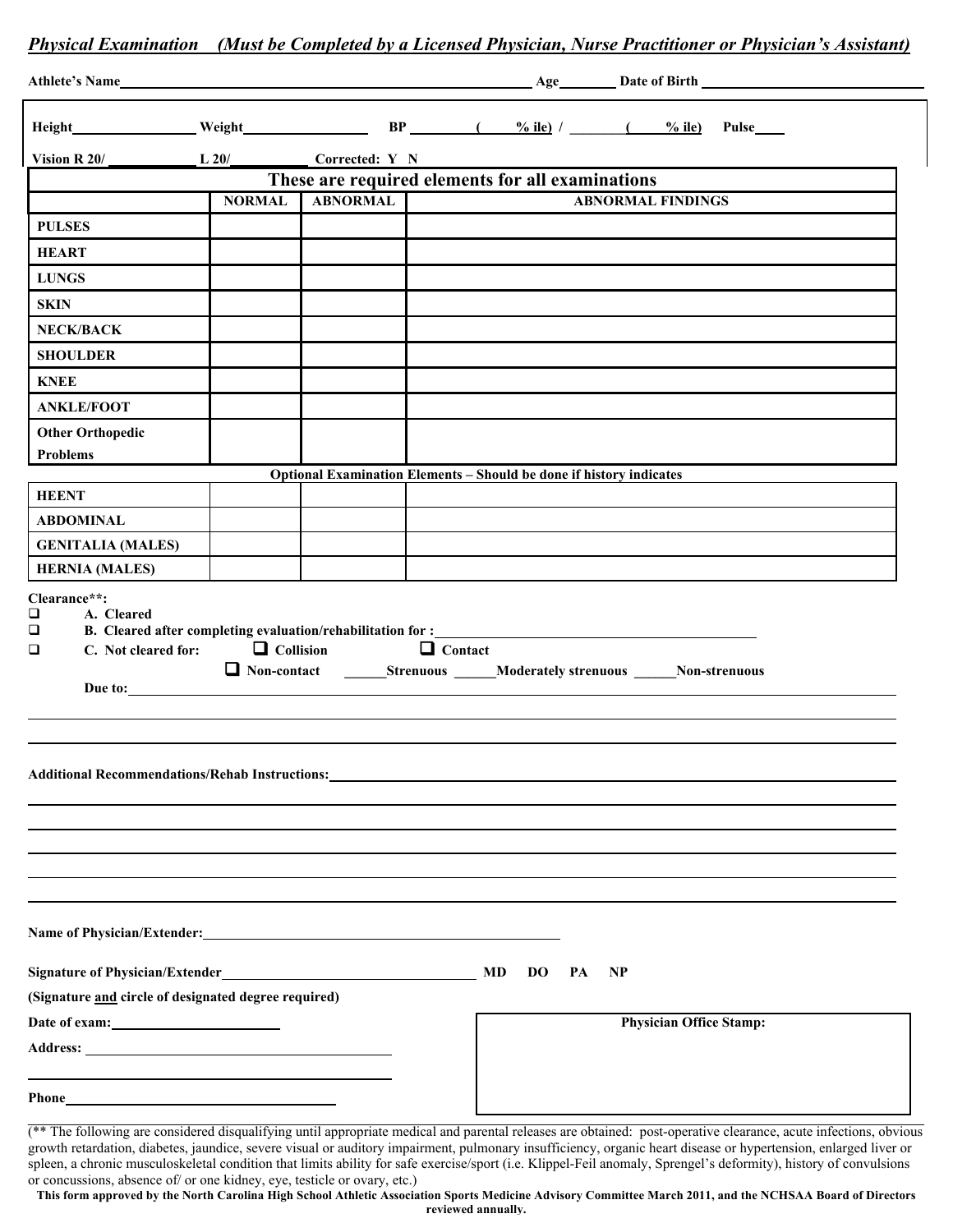***Physical Examination (Must be Completed by a Licensed Physician, Nurse Practitioner or Physician's Assistant)***

**Athlete's Name**\_\_\_\_\_\_\_\_\_\_\_\_\_\_\_\_\_\_\_\_\_\_\_\_\_\_\_\_\_\_\_\_\_\_\_\_\_\_\_\_ **Age**\_\_\_\_\_\_ **Date of Birth** \_\_\_\_\_\_\_\_\_\_\_\_\_\_\_\_\_\_\_\_\_\_

**Height**\_\_\_\_\_\_\_\_\_\_\_\_ **Weight**\_\_\_\_\_\_\_\_\_\_\_\_ **BP** \_\_\_\_\_\_\_ ( \_\_\_ **% ile)** / \_\_\_\_\_\_\_ ( \_\_\_ **% ile)** **Pulse**\_\_\_\_

**Vision R 20/** \_\_\_\_\_\_\_\_\_ **L 20/**\_\_\_\_\_\_\_\_\_ **Corrected: Y N**

| These are required elements for all examinations | | | |
|---|---|---|---|
| | **NORMAL** | **ABNORMAL** | **ABNORMAL FINDINGS** |
| **PULSES** | | | |
| **HEART** | | | |
| **LUNGS** | | | |
| **SKIN** | | | |
| **NECK/BACK** | | | |
| **SHOULDER** | | | |
| **KNEE** | | | |
| **ANKLE/FOOT** | | | |
| **Other Orthopedic Problems** | | | |
| **Optional Examination Elements – Should be done if history indicates** | | | |
| **HEENT** | | | |
| **ABDOMINAL** | | | |
| **GENITALIA (MALES)** | | | |
| **HERNIA (MALES)** | | | |

**Clearance\*\*:**

- ☐ **A. Cleared**
- ☐ **B. Cleared after completing evaluation/rehabilitation for :**\_\_\_\_\_\_\_\_\_\_\_\_\_\_\_\_\_\_\_\_\_\_\_\_\_\_\_\_\_\_
- ☐ **C. Not cleared for:** ☐ **Collision** ☐ **Contact**

  ☐ **Non-contact** \_\_\_\_\_\_**Strenuous** \_\_\_\_\_\_**Moderately strenuous** \_\_\_\_\_\_**Non-strenuous**

  **Due to:**\_\_\_\_\_\_\_\_\_\_\_\_\_\_\_\_\_\_\_\_\_\_\_\_\_\_\_\_\_\_\_\_\_\_\_\_\_\_\_\_\_\_\_\_\_\_\_\_\_\_\_\_\_\_\_\_\_\_\_\_\_\_\_\_\_\_

**Additional Recommendations/Rehab Instructions:**\_\_\_\_\_\_\_\_\_\_\_\_\_\_\_\_\_\_\_\_\_\_\_\_\_\_\_\_\_\_\_\_\_\_\_\_\_\_\_\_\_\_\_\_\_\_\_\_

**Name of Physician/Extender:**\_\_\_\_\_\_\_\_\_\_\_\_\_\_\_\_\_\_\_\_\_\_\_\_\_\_\_\_\_\_\_\_\_\_\_\_\_\_\_\_

**Signature of Physician/Extender**\_\_\_\_\_\_\_\_\_\_\_\_\_\_\_\_\_\_\_\_\_\_\_\_\_\_\_\_ **MD DO PA NP**

**(Signature and circle of designated degree required)**

**Date of exam:**\_\_\_\_\_\_\_\_\_\_\_\_\_\_\_\_\_\_\_\_

**Address:** \_\_\_\_\_\_\_\_\_\_\_\_\_\_\_\_\_\_\_\_\_\_\_\_\_\_\_\_\_\_\_\_\_\_\_\_\_\_\_\_

**Phone**\_\_\_\_\_\_\_\_\_\_\_\_\_\_\_\_\_\_\_\_\_\_\_\_\_\_\_\_\_\_\_\_\_\_

**Physician Office Stamp:**

(\*\* The following are considered disqualifying until appropriate medical and parental releases are obtained: post-operative clearance, acute infections, obvious growth retardation, diabetes, jaundice, severe visual or auditory impairment, pulmonary insufficiency, organic heart disease or hypertension, enlarged liver or spleen, a chronic musculoskeletal condition that limits ability for safe exercise/sport (i.e. Klippel-Feil anomaly, Sprengel's deformity), history of convulsions or concussions, absence of/ or one kidney, eye, testicle or ovary, etc.)

**This form approved by the North Carolina High School Athletic Association Sports Medicine Advisory Committee March 2011, and the NCHSAA Board of Directors reviewed annually.**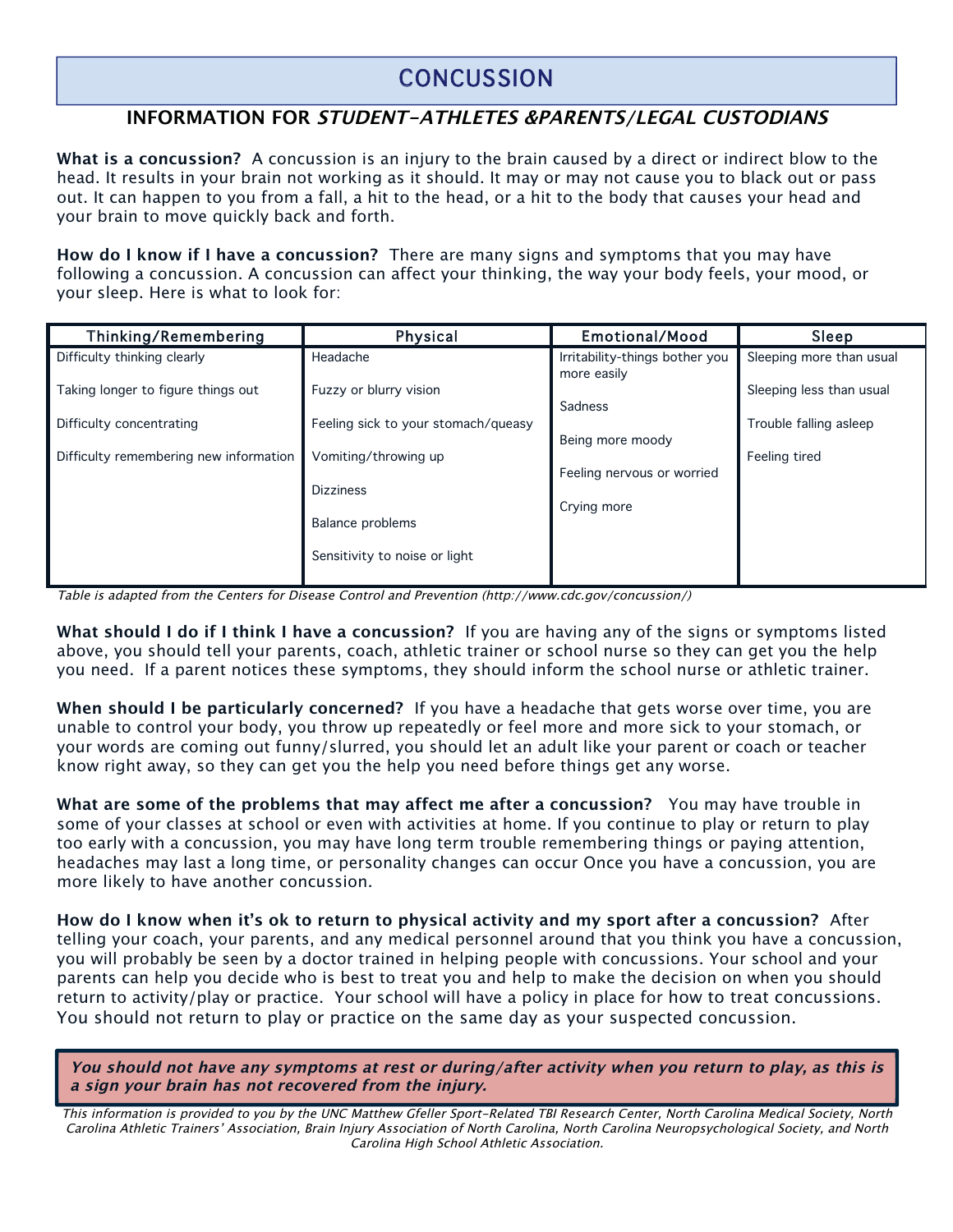# CONCUSSION

## INFORMATION FOR *STUDENT-ATHLETES &PARENTS/LEGAL CUSTODIANS*

**What is a concussion?** A concussion is an injury to the brain caused by a direct or indirect blow to the head. It results in your brain not working as it should. It may or may not cause you to black out or pass out. It can happen to you from a fall, a hit to the head, or a hit to the body that causes your head and your brain to move quickly back and forth.

**How do I know if I have a concussion?** There are many signs and symptoms that you may have following a concussion. A concussion can affect your thinking, the way your body feels, your mood, or your sleep. Here is what to look for:

| Thinking/Remembering | Physical | Emotional/Mood | Sleep |
|---|---|---|---|
| Difficulty thinking clearly | Headache | Irritability-things bother you more easily | Sleeping more than usual |
| Taking longer to figure things out | Fuzzy or blurry vision | Sadness | Sleeping less than usual |
| Difficulty concentrating | Feeling sick to your stomach/queasy | Being more moody | Trouble falling asleep |
| Difficulty remembering new information | Vomiting/throwing up | Feeling nervous or worried | Feeling tired |
| | Dizziness | Crying more | |
| | Balance problems | | |
| | Sensitivity to noise or light | | |

*Table is adapted from the Centers for Disease Control and Prevention (http://www.cdc.gov/concussion/)*

**What should I do if I think I have a concussion?** If you are having any of the signs or symptoms listed above, you should tell your parents, coach, athletic trainer or school nurse so they can get you the help you need. If a parent notices these symptoms, they should inform the school nurse or athletic trainer.

**When should I be particularly concerned?** If you have a headache that gets worse over time, you are unable to control your body, you throw up repeatedly or feel more and more sick to your stomach, or your words are coming out funny/slurred, you should let an adult like your parent or coach or teacher know right away, so they can get you the help you need before things get any worse.

**What are some of the problems that may affect me after a concussion?** You may have trouble in some of your classes at school or even with activities at home. If you continue to play or return to play too early with a concussion, you may have long term trouble remembering things or paying attention, headaches may last a long time, or personality changes can occur Once you have a concussion, you are more likely to have another concussion.

**How do I know when it's ok to return to physical activity and my sport after a concussion?** After telling your coach, your parents, and any medical personnel around that you think you have a concussion, you will probably be seen by a doctor trained in helping people with concussions. Your school and your parents can help you decide who is best to treat you and help to make the decision on when you should return to activity/play or practice. Your school will have a policy in place for how to treat concussions. You should not return to play or practice on the same day as your suspected concussion.

***You should not have any symptoms at rest or during/after activity when you return to play, as this is a sign your brain has not recovered from the injury.***

*This information is provided to you by the UNC Matthew Gfeller Sport-Related TBI Research Center, North Carolina Medical Society, North Carolina Athletic Trainers' Association, Brain Injury Association of North Carolina, North Carolina Neuropsychological Society, and North Carolina High School Athletic Association.*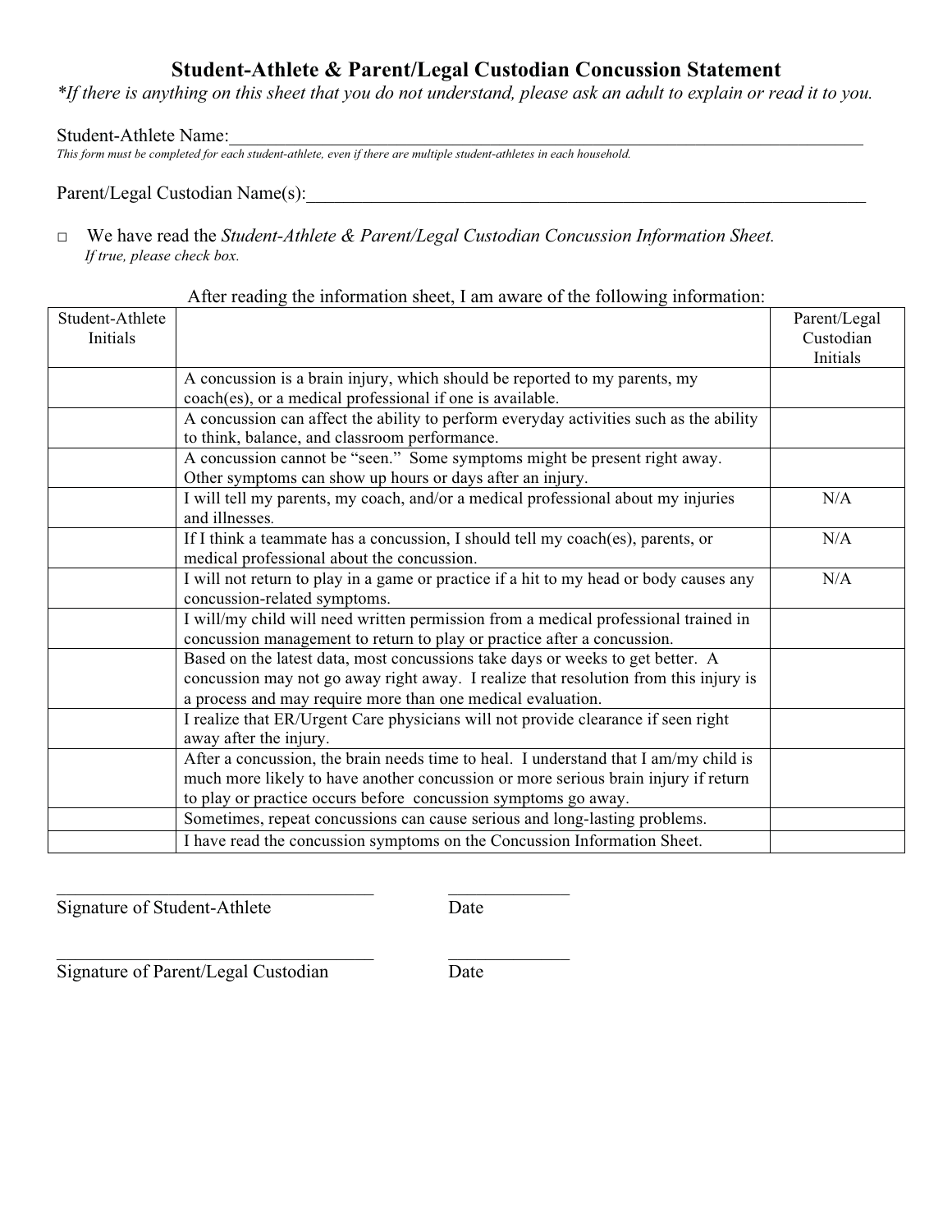# Student-Athlete & Parent/Legal Custodian Concussion Statement

*\*If there is anything on this sheet that you do not understand, please ask an adult to explain or read it to you.*

Student-Athlete Name:_______________________________________________

*This form must be completed for each student-athlete, even if there are multiple student-athletes in each household.*

Parent/Legal Custodian Name(s):_______________________________________________

□ We have read the *Student-Athlete & Parent/Legal Custodian Concussion Information Sheet.*
*If true, please check box.*

After reading the information sheet, I am aware of the following information:

| Student-Athlete Initials | | Parent/Legal Custodian Initials |
|---|---|---|
| | A concussion is a brain injury, which should be reported to my parents, my coach(es), or a medical professional if one is available. | |
| | A concussion can affect the ability to perform everyday activities such as the ability to think, balance, and classroom performance. | |
| | A concussion cannot be "seen." Some symptoms might be present right away. Other symptoms can show up hours or days after an injury. | |
| | I will tell my parents, my coach, and/or a medical professional about my injuries and illnesses. | N/A |
| | If I think a teammate has a concussion, I should tell my coach(es), parents, or medical professional about the concussion. | N/A |
| | I will not return to play in a game or practice if a hit to my head or body causes any concussion-related symptoms. | N/A |
| | I will/my child will need written permission from a medical professional trained in concussion management to return to play or practice after a concussion. | |
| | Based on the latest data, most concussions take days or weeks to get better. A concussion may not go away right away. I realize that resolution from this injury is a process and may require more than one medical evaluation. | |
| | I realize that ER/Urgent Care physicians will not provide clearance if seen right away after the injury. | |
| | After a concussion, the brain needs time to heal. I understand that I am/my child is much more likely to have another concussion or more serious brain injury if return to play or practice occurs before concussion symptoms go away. | |
| | Sometimes, repeat concussions can cause serious and long-lasting problems. | |
| | I have read the concussion symptoms on the Concussion Information Sheet. | |

___________________________________ _____________

Signature of Student-Athlete Date

___________________________________ _____________

Signature of Parent/Legal Custodian Date